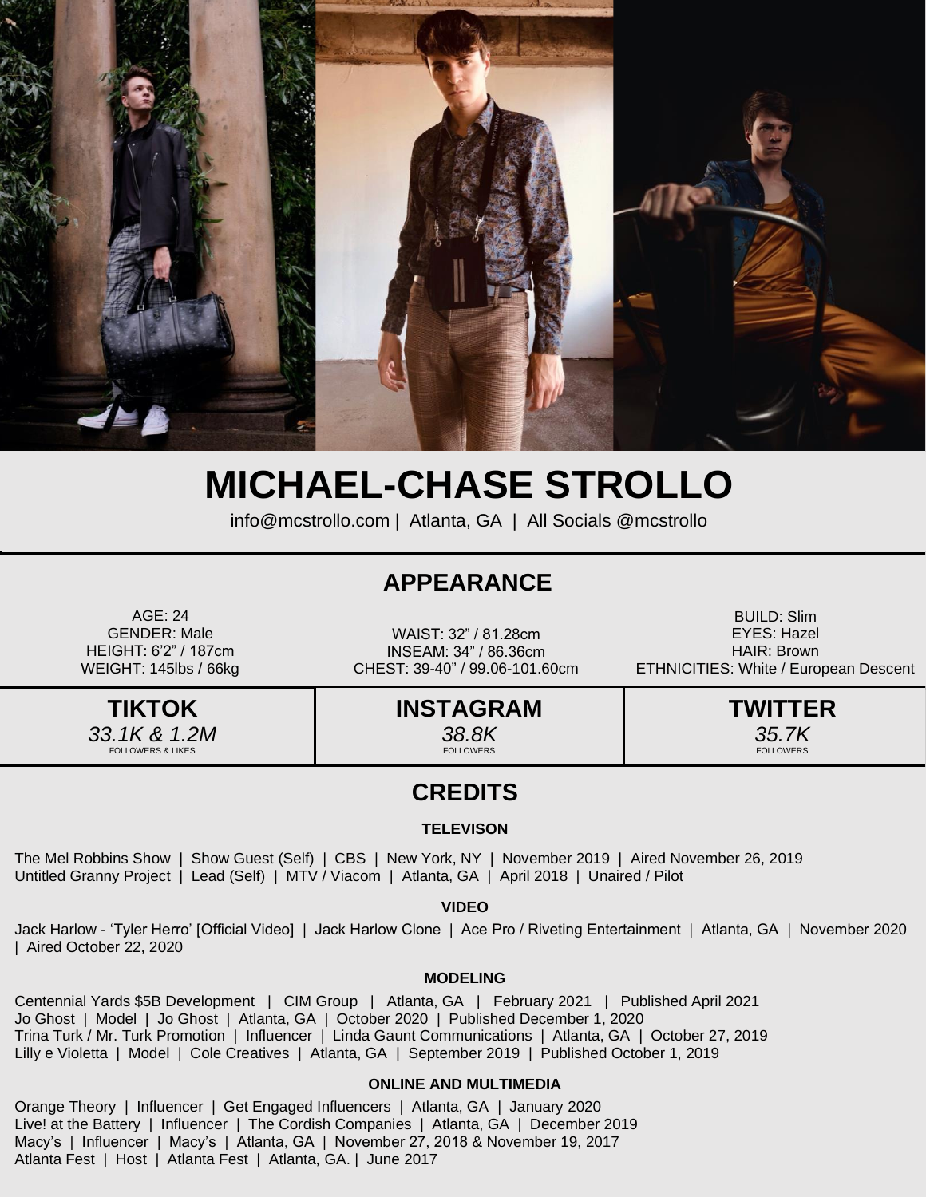# MICHAEL-CHASE STROLLO

info@mcstrollo.com | Atlanta, GA | All Socials @mcstrollo

## APPEARANCE

AGE: 24
GENDER: Male
HEIGHT: 6'2" / 187cm
WEIGHT: 145lbs / 66kg

WAIST: 32" / 81.28cm
INSEAM: 34" / 86.36cm
CHEST: 39-40" / 99.06-101.60cm

BUILD: Slim
EYES: Hazel
HAIR: Brown
ETHNICITIES: White / European Descent

| TIKTOK | INSTAGRAM | TWITTER |
|---|---|---|
| *33.1K & 1.2M* FOLLOWERS & LIKES | *38.8K* FOLLOWERS | *35.7K* FOLLOWERS |

## CREDITS

### TELEVISON

The Mel Robbins Show | Show Guest (Self) | CBS | New York, NY | November 2019 | Aired November 26, 2019
Untitled Granny Project | Lead (Self) | MTV / Viacom | Atlanta, GA | April 2018 | Unaired / Pilot

### VIDEO

Jack Harlow - 'Tyler Herro' [Official Video] | Jack Harlow Clone | Ace Pro / Riveting Entertainment | Atlanta, GA | November 2020 | Aired October 22, 2020

### MODELING

Centennial Yards $5B Development | CIM Group | Atlanta, GA | February 2021 | Published April 2021
Jo Ghost | Model | Jo Ghost | Atlanta, GA | October 2020 | Published December 1, 2020
Trina Turk / Mr. Turk Promotion | Influencer | Linda Gaunt Communications | Atlanta, GA | October 27, 2019
Lilly e Violetta | Model | Cole Creatives | Atlanta, GA | September 2019 | Published October 1, 2019

### ONLINE AND MULTIMEDIA

Orange Theory | Influencer | Get Engaged Influencers | Atlanta, GA | January 2020
Live! at the Battery | Influencer | The Cordish Companies | Atlanta, GA | December 2019
Macy's | Influencer | Macy's | Atlanta, GA | November 27, 2018 & November 19, 2017
Atlanta Fest | Host | Atlanta Fest | Atlanta, GA. | June 2017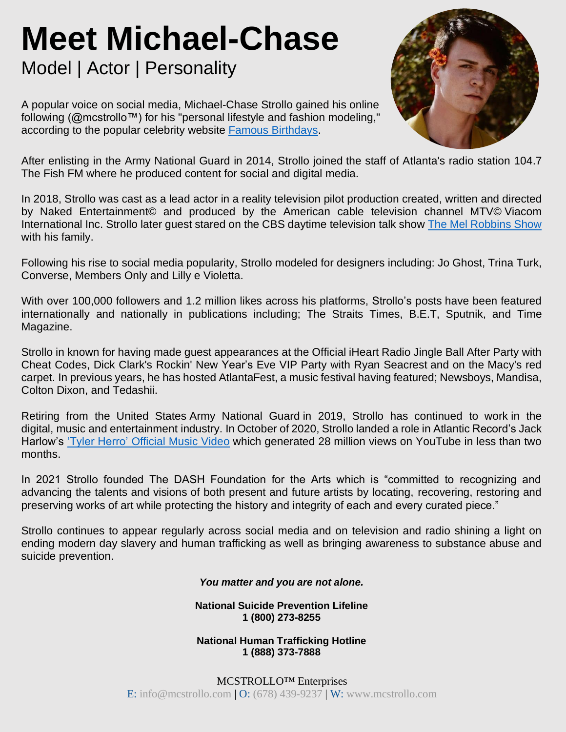# Meet Michael-Chase

## Model | Actor | Personality

A popular voice on social media, Michael-Chase Strollo gained his online following (@mcstrollo™) for his "personal lifestyle and fashion modeling," according to the popular celebrity website [Famous Birthdays](Famous Birthdays).

After enlisting in the Army National Guard in 2014, Strollo joined the staff of Atlanta's radio station 104.7 The Fish FM where he produced content for social and digital media.

In 2018, Strollo was cast as a lead actor in a reality television pilot production created, written and directed by Naked Entertainment© and produced by the American cable television channel MTV© Viacom International Inc. Strollo later guest stared on the CBS daytime television talk show [The Mel Robbins Show](The Mel Robbins Show) with his family.

Following his rise to social media popularity, Strollo modeled for designers including: Jo Ghost, Trina Turk, Converse, Members Only and Lilly e Violetta.

With over 100,000 followers and 1.2 million likes across his platforms, Strollo's posts have been featured internationally and nationally in publications including; The Straits Times, B.E.T, Sputnik, and Time Magazine.

Strollo in known for having made guest appearances at the Official iHeart Radio Jingle Ball After Party with Cheat Codes, Dick Clark's Rockin' New Year's Eve VIP Party with Ryan Seacrest and on the Macy's red carpet. In previous years, he has hosted AtlantaFest, a music festival having featured; Newsboys, Mandisa, Colton Dixon, and Tedashii.

Retiring from the United States Army National Guard in 2019, Strollo has continued to work in the digital, music and entertainment industry. In October of 2020, Strollo landed a role in Atlantic Record's Jack Harlow's ['Tyler Herro' Official Music Video]('Tyler Herro' Official Music Video) which generated 28 million views on YouTube in less than two months.

In 2021 Strollo founded The DASH Foundation for the Arts which is "committed to recognizing and advancing the talents and visions of both present and future artists by locating, recovering, restoring and preserving works of art while protecting the history and integrity of each and every curated piece."

Strollo continues to appear regularly across social media and on television and radio shining a light on ending modern day slavery and human trafficking as well as bringing awareness to substance abuse and suicide prevention.

***You matter and you are not alone.***

**National Suicide Prevention Lifeline**
**1 (800) 273-8255**

**National Human Trafficking Hotline**
**1 (888) 373-7888**

MCSTROLLO™ Enterprises
E: info@mcstrollo.com | O: (678) 439-9237 | W: www.mcstrollo.com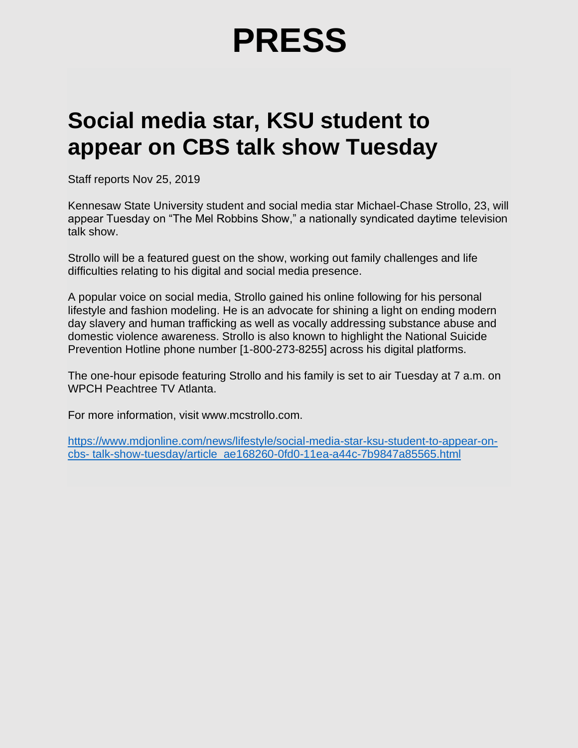# PRESS

## Social media star, KSU student to appear on CBS talk show Tuesday

Staff reports Nov 25, 2019

Kennesaw State University student and social media star Michael-Chase Strollo, 23, will appear Tuesday on "The Mel Robbins Show," a nationally syndicated daytime television talk show.

Strollo will be a featured guest on the show, working out family challenges and life difficulties relating to his digital and social media presence.

A popular voice on social media, Strollo gained his online following for his personal lifestyle and fashion modeling. He is an advocate for shining a light on ending modern day slavery and human trafficking as well as vocally addressing substance abuse and domestic violence awareness. Strollo is also known to highlight the National Suicide Prevention Hotline phone number [1-800-273-8255] across his digital platforms.

The one-hour episode featuring Strollo and his family is set to air Tuesday at 7 a.m. on WPCH Peachtree TV Atlanta.

For more information, visit www.mcstrollo.com.

https://www.mdjonline.com/news/lifestyle/social-media-star-ksu-student-to-appear-on-cbs- talk-show-tuesday/article_ae168260-0fd0-11ea-a44c-7b9847a85565.html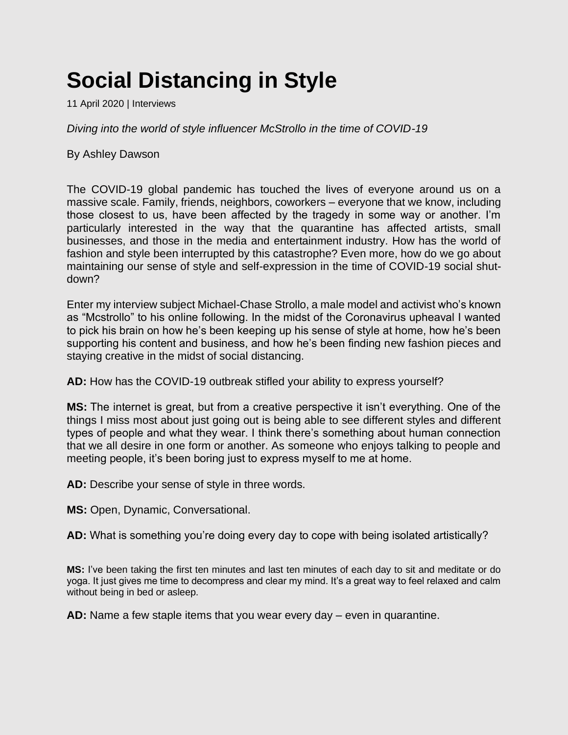# Social Distancing in Style

11 April 2020 | Interviews

*Diving into the world of style influencer McStrollo in the time of COVID-19*

By Ashley Dawson

The COVID-19 global pandemic has touched the lives of everyone around us on a massive scale. Family, friends, neighbors, coworkers – everyone that we know, including those closest to us, have been affected by the tragedy in some way or another. I'm particularly interested in the way that the quarantine has affected artists, small businesses, and those in the media and entertainment industry. How has the world of fashion and style been interrupted by this catastrophe? Even more, how do we go about maintaining our sense of style and self-expression in the time of COVID-19 social shut-down?

Enter my interview subject Michael-Chase Strollo, a male model and activist who's known as "Mcstrollo" to his online following. In the midst of the Coronavirus upheaval I wanted to pick his brain on how he's been keeping up his sense of style at home, how he's been supporting his content and business, and how he's been finding new fashion pieces and staying creative in the midst of social distancing.

**AD:** How has the COVID-19 outbreak stifled your ability to express yourself?

**MS:** The internet is great, but from a creative perspective it isn't everything. One of the things I miss most about just going out is being able to see different styles and different types of people and what they wear. I think there's something about human connection that we all desire in one form or another. As someone who enjoys talking to people and meeting people, it's been boring just to express myself to me at home.

**AD:** Describe your sense of style in three words.

**MS:** Open, Dynamic, Conversational.

**AD:** What is something you're doing every day to cope with being isolated artistically?

**MS:** I've been taking the first ten minutes and last ten minutes of each day to sit and meditate or do yoga. It just gives me time to decompress and clear my mind. It's a great way to feel relaxed and calm without being in bed or asleep.

**AD:** Name a few staple items that you wear every day – even in quarantine.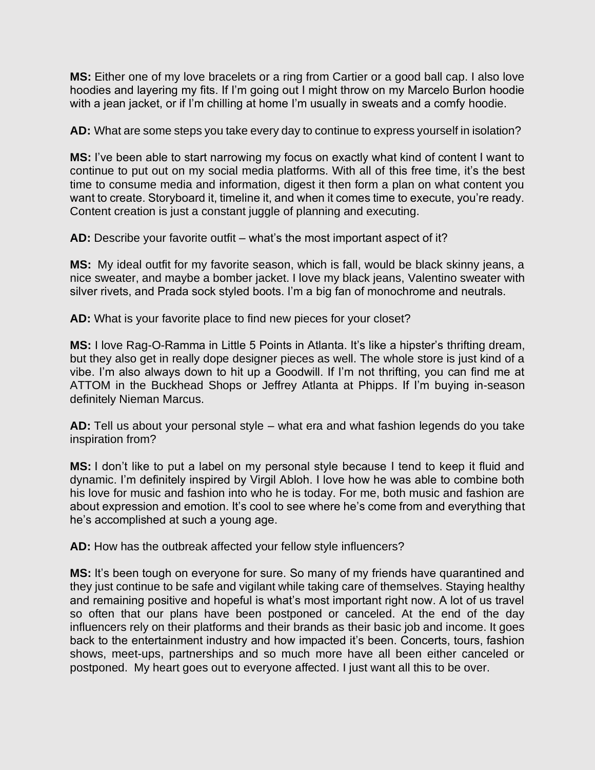**MS:** Either one of my love bracelets or a ring from Cartier or a good ball cap. I also love hoodies and layering my fits. If I'm going out I might throw on my Marcelo Burlon hoodie with a jean jacket, or if I'm chilling at home I'm usually in sweats and a comfy hoodie.

**AD:** What are some steps you take every day to continue to express yourself in isolation?

**MS:** I've been able to start narrowing my focus on exactly what kind of content I want to continue to put out on my social media platforms. With all of this free time, it's the best time to consume media and information, digest it then form a plan on what content you want to create. Storyboard it, timeline it, and when it comes time to execute, you're ready. Content creation is just a constant juggle of planning and executing.

**AD:** Describe your favorite outfit – what's the most important aspect of it?

**MS:** My ideal outfit for my favorite season, which is fall, would be black skinny jeans, a nice sweater, and maybe a bomber jacket. I love my black jeans, Valentino sweater with silver rivets, and Prada sock styled boots. I'm a big fan of monochrome and neutrals.

**AD:** What is your favorite place to find new pieces for your closet?

**MS:** I love Rag-O-Ramma in Little 5 Points in Atlanta. It's like a hipster's thrifting dream, but they also get in really dope designer pieces as well. The whole store is just kind of a vibe. I'm also always down to hit up a Goodwill. If I'm not thrifting, you can find me at ATTOM in the Buckhead Shops or Jeffrey Atlanta at Phipps. If I'm buying in-season definitely Nieman Marcus.

**AD:** Tell us about your personal style – what era and what fashion legends do you take inspiration from?

**MS:** I don't like to put a label on my personal style because I tend to keep it fluid and dynamic. I'm definitely inspired by Virgil Abloh. I love how he was able to combine both his love for music and fashion into who he is today. For me, both music and fashion are about expression and emotion. It's cool to see where he's come from and everything that he's accomplished at such a young age.

**AD:** How has the outbreak affected your fellow style influencers?

**MS:** It's been tough on everyone for sure. So many of my friends have quarantined and they just continue to be safe and vigilant while taking care of themselves. Staying healthy and remaining positive and hopeful is what's most important right now. A lot of us travel so often that our plans have been postponed or canceled. At the end of the day influencers rely on their platforms and their brands as their basic job and income. It goes back to the entertainment industry and how impacted it's been. Concerts, tours, fashion shows, meet-ups, partnerships and so much more have all been either canceled or postponed. My heart goes out to everyone affected. I just want all this to be over.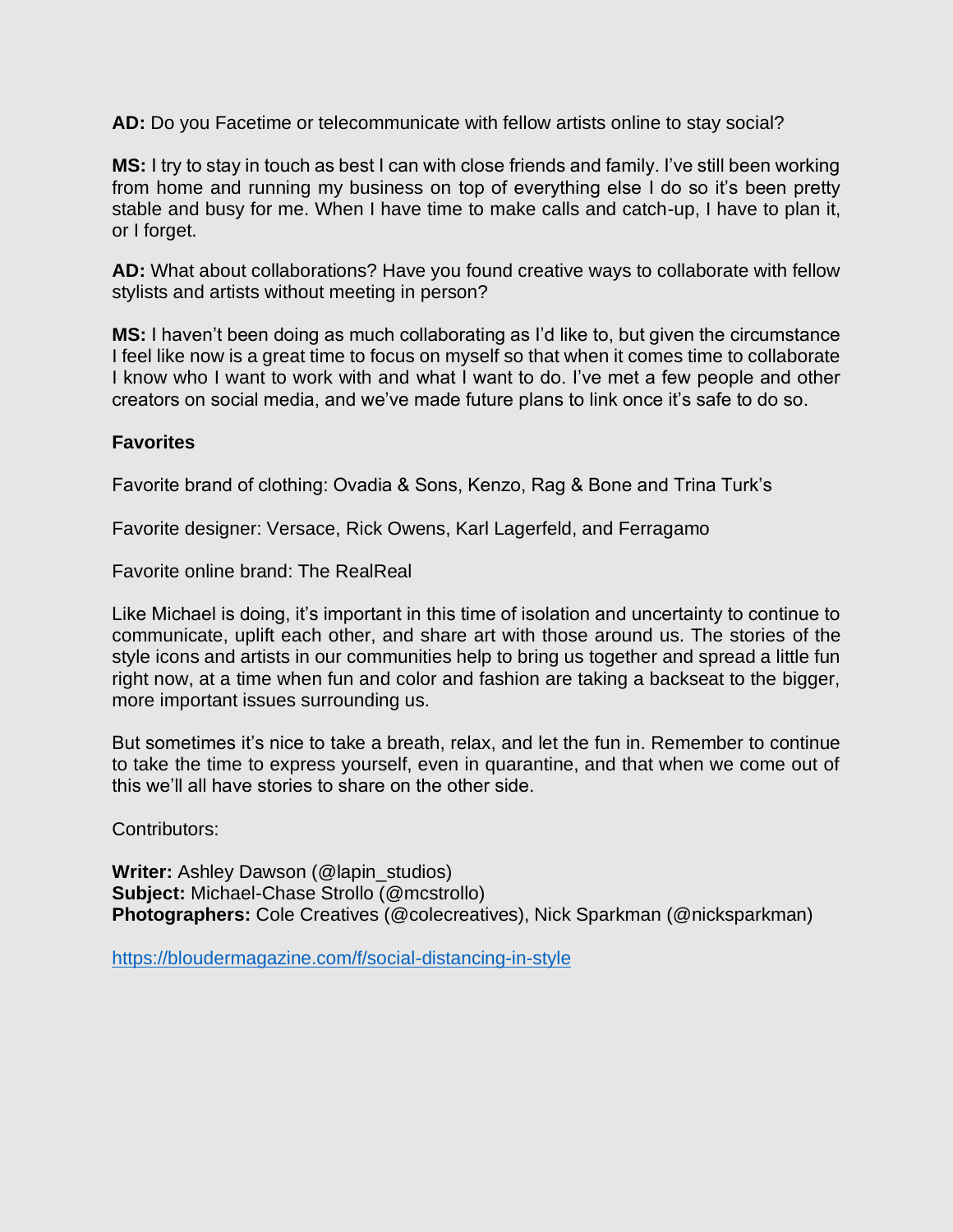**AD:** Do you Facetime or telecommunicate with fellow artists online to stay social?

**MS:** I try to stay in touch as best I can with close friends and family. I've still been working from home and running my business on top of everything else I do so it's been pretty stable and busy for me. When I have time to make calls and catch-up, I have to plan it, or I forget.

**AD:** What about collaborations? Have you found creative ways to collaborate with fellow stylists and artists without meeting in person?

**MS:** I haven't been doing as much collaborating as I'd like to, but given the circumstance I feel like now is a great time to focus on myself so that when it comes time to collaborate I know who I want to work with and what I want to do. I've met a few people and other creators on social media, and we've made future plans to link once it's safe to do so.

**Favorites**

Favorite brand of clothing: Ovadia & Sons, Kenzo, Rag & Bone and Trina Turk's

Favorite designer: Versace, Rick Owens, Karl Lagerfeld, and Ferragamo

Favorite online brand: The RealReal

Like Michael is doing, it's important in this time of isolation and uncertainty to continue to communicate, uplift each other, and share art with those around us. The stories of the style icons and artists in our communities help to bring us together and spread a little fun right now, at a time when fun and color and fashion are taking a backseat to the bigger, more important issues surrounding us.

But sometimes it's nice to take a breath, relax, and let the fun in. Remember to continue to take the time to express yourself, even in quarantine, and that when we come out of this we'll all have stories to share on the other side.

Contributors:

**Writer:** Ashley Dawson (@lapin_studios)
**Subject:** Michael-Chase Strollo (@mcstrollo)
**Photographers:** Cole Creatives (@colecreatives), Nick Sparkman (@nicksparkman)

https://bloudermagazine.com/f/social-distancing-in-style